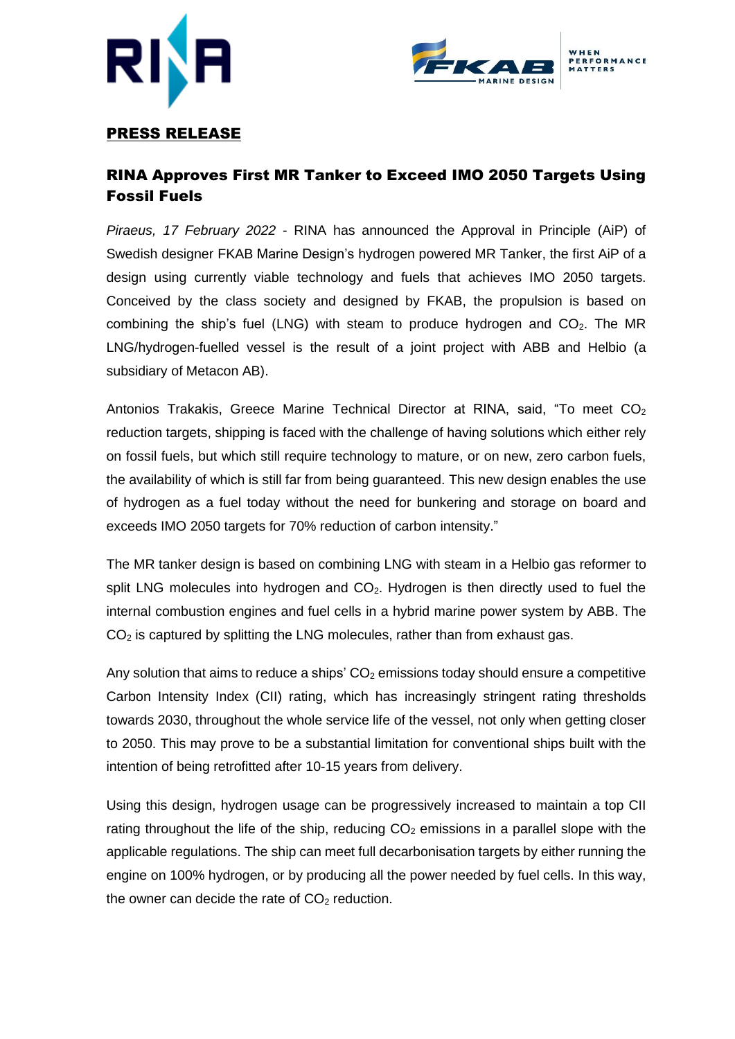**PRESS RELEASE**

# RINA Approves First MR Tanker to Exceed IMO 2050 Targets Using Fossil Fuels

*Piraeus, 17 February 2022* - RINA has announced the Approval in Principle (AiP) of Swedish designer FKAB Marine Design's hydrogen powered MR Tanker, the first AiP of a design using currently viable technology and fuels that achieves IMO 2050 targets. Conceived by the class society and designed by FKAB, the propulsion is based on combining the ship's fuel (LNG) with steam to produce hydrogen and $CO_2$. The MR LNG/hydrogen-fuelled vessel is the result of a joint project with ABB and Helbio (a subsidiary of Metacon AB).

Antonios Trakakis, Greece Marine Technical Director at RINA, said, "To meet $CO_2$ reduction targets, shipping is faced with the challenge of having solutions which either rely on fossil fuels, but which still require technology to mature, or on new, zero carbon fuels, the availability of which is still far from being guaranteed. This new design enables the use of hydrogen as a fuel today without the need for bunkering and storage on board and exceeds IMO 2050 targets for 70% reduction of carbon intensity."

The MR tanker design is based on combining LNG with steam in a Helbio gas reformer to split LNG molecules into hydrogen and $CO_2$. Hydrogen is then directly used to fuel the internal combustion engines and fuel cells in a hybrid marine power system by ABB. The $CO_2$ is captured by splitting the LNG molecules, rather than from exhaust gas.

Any solution that aims to reduce a ships' $CO_2$ emissions today should ensure a competitive Carbon Intensity Index (CII) rating, which has increasingly stringent rating thresholds towards 2030, throughout the whole service life of the vessel, not only when getting closer to 2050. This may prove to be a substantial limitation for conventional ships built with the intention of being retrofitted after 10-15 years from delivery.

Using this design, hydrogen usage can be progressively increased to maintain a top CII rating throughout the life of the ship, reducing $CO_2$ emissions in a parallel slope with the applicable regulations. The ship can meet full decarbonisation targets by either running the engine on 100% hydrogen, or by producing all the power needed by fuel cells. In this way, the owner can decide the rate of $CO_2$ reduction.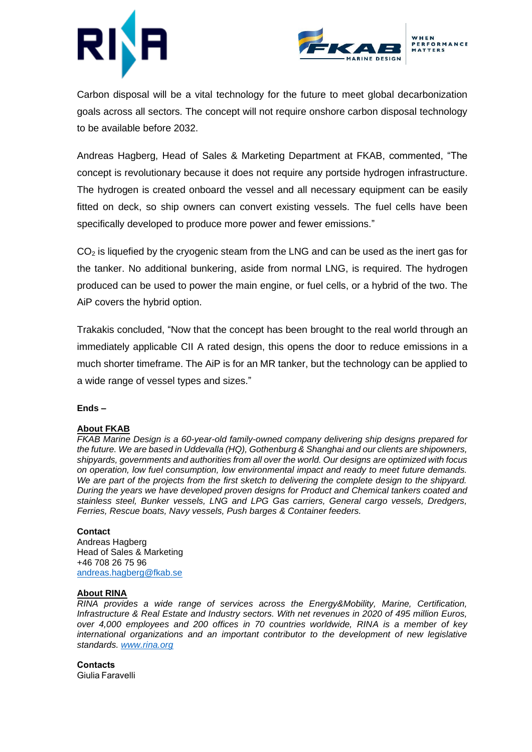Carbon disposal will be a vital technology for the future to meet global decarbonization goals across all sectors. The concept will not require onshore carbon disposal technology to be available before 2032.

Andreas Hagberg, Head of Sales & Marketing Department at FKAB, commented, "The concept is revolutionary because it does not require any portside hydrogen infrastructure. The hydrogen is created onboard the vessel and all necessary equipment can be easily fitted on deck, so ship owners can convert existing vessels. The fuel cells have been specifically developed to produce more power and fewer emissions."

$CO_2$ is liquefied by the cryogenic steam from the LNG and can be used as the inert gas for the tanker. No additional bunkering, aside from normal LNG, is required. The hydrogen produced can be used to power the main engine, or fuel cells, or a hybrid of the two. The AiP covers the hybrid option.

Trakakis concluded, "Now that the concept has been brought to the real world through an immediately applicable CII A rated design, this opens the door to reduce emissions in a much shorter timeframe. The AiP is for an MR tanker, but the technology can be applied to a wide range of vessel types and sizes."

**Ends –**

**About FKAB**

*FKAB Marine Design is a 60-year-old family-owned company delivering ship designs prepared for the future. We are based in Uddevalla (HQ), Gothenburg & Shanghai and our clients are shipowners, shipyards, governments and authorities from all over the world. Our designs are optimized with focus on operation, low fuel consumption, low environmental impact and ready to meet future demands. We are part of the projects from the first sketch to delivering the complete design to the shipyard. During the years we have developed proven designs for Product and Chemical tankers coated and stainless steel, Bunker vessels, LNG and LPG Gas carriers, General cargo vessels, Dredgers, Ferries, Rescue boats, Navy vessels, Push barges & Container feeders.*

**Contact**
Andreas Hagberg
Head of Sales & Marketing
+46 708 26 75 96
andreas.hagberg@fkab.se

**About RINA**

*RINA provides a wide range of services across the Energy&Mobility, Marine, Certification, Infrastructure & Real Estate and Industry sectors. With net revenues in 2020 of 495 million Euros, over 4,000 employees and 200 offices in 70 countries worldwide, RINA is a member of key international organizations and an important contributor to the development of new legislative standards. www.rina.org*

**Contacts**
Giulia Faravelli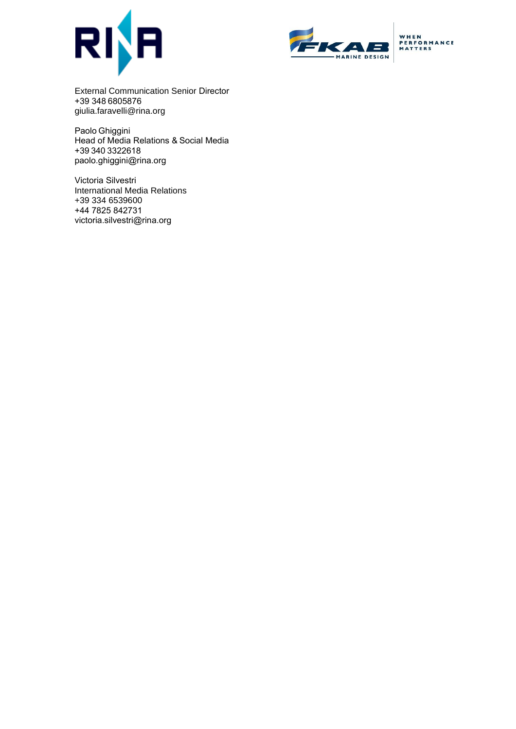External Communication Senior Director
+39 348 6805876
giulia.faravelli@rina.org

Paolo Ghiggini
Head of Media Relations & Social Media
+39 340 3322618
paolo.ghiggini@rina.org

Victoria Silvestri
International Media Relations
+39 334 6539600
+44 7825 842731
victoria.silvestri@rina.org